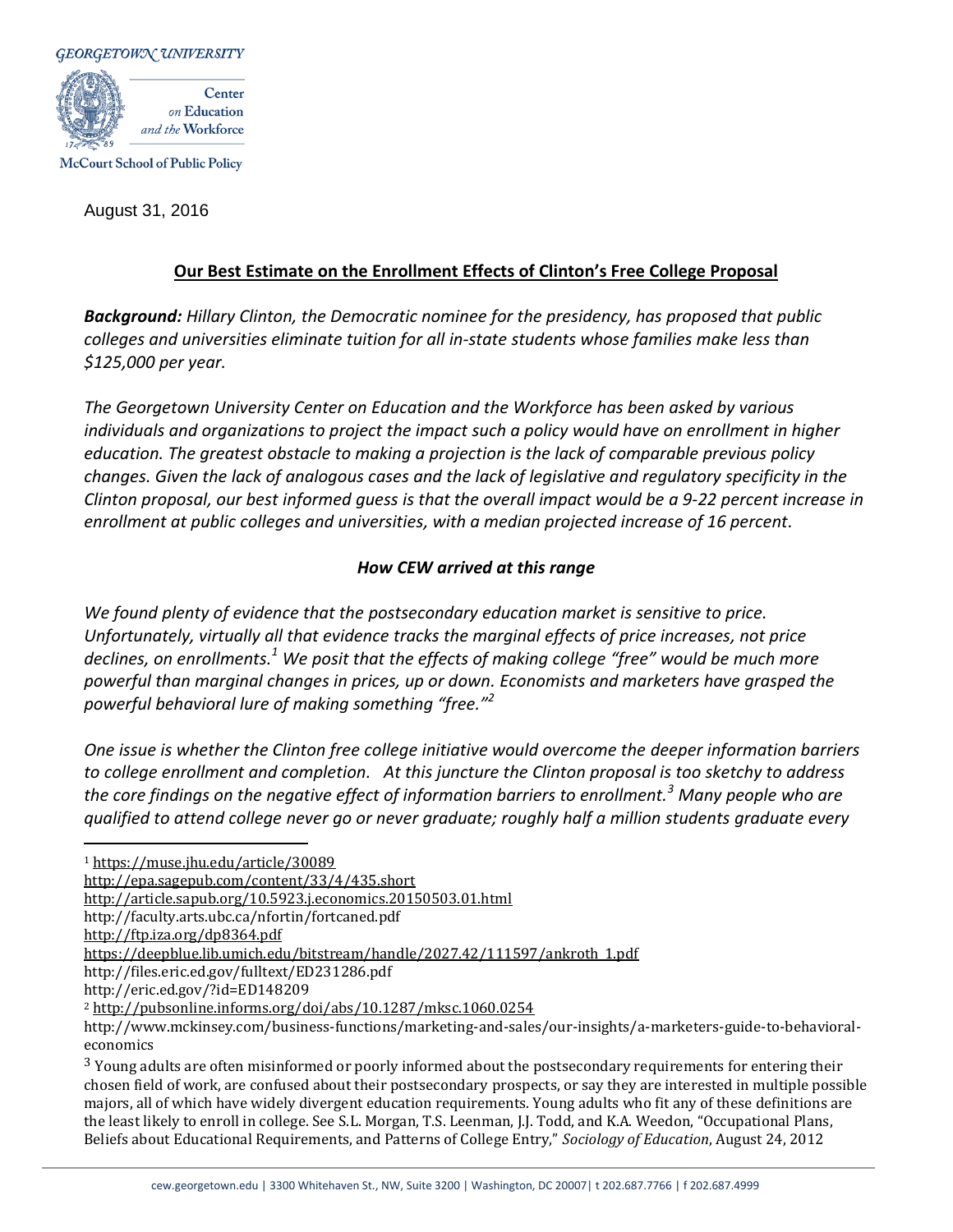GEORGETOWN UNIVERSITY

Center on Education and the Workforce

McCourt School of Public Policy

August 31, 2016

## Our Best Estimate on the Enrollment Effects of Clinton's Free College Proposal

***Background:*** *Hillary Clinton, the Democratic nominee for the presidency, has proposed that public colleges and universities eliminate tuition for all in-state students whose families make less than $125,000 per year.*

*The Georgetown University Center on Education and the Workforce has been asked by various individuals and organizations to project the impact such a policy would have on enrollment in higher education. The greatest obstacle to making a projection is the lack of comparable previous policy changes. Given the lack of analogous cases and the lack of legislative and regulatory specificity in the Clinton proposal, our best informed guess is that the overall impact would be a 9-22 percent increase in enrollment at public colleges and universities, with a median projected increase of 16 percent.*

### *How CEW arrived at this range*

*We found plenty of evidence that the postsecondary education market is sensitive to price. Unfortunately, virtually all that evidence tracks the marginal effects of price increases, not price declines, on enrollments.*[1] *We posit that the effects of making college "free" would be much more powerful than marginal changes in prices, up or down. Economists and marketers have grasped the powerful behavioral lure of making something "free."*[2]

*One issue is whether the Clinton free college initiative would overcome the deeper information barriers to college enrollment and completion. At this juncture the Clinton proposal is too sketchy to address the core findings on the negative effect of information barriers to enrollment.*[3] *Many people who are qualified to attend college never go or never graduate; roughly half a million students graduate every*

---

[1] https://muse.jhu.edu/article/30089
http://epa.sagepub.com/content/33/4/435.short
http://article.sapub.org/10.5923.j.economics.20150503.01.html
http://faculty.arts.ubc.ca/nfortin/fortcaned.pdf
http://ftp.iza.org/dp8364.pdf
https://deepblue.lib.umich.edu/bitstream/handle/2027.42/111597/ankroth_1.pdf
http://files.eric.ed.gov/fulltext/ED231286.pdf
http://eric.ed.gov/?id=ED148209

[2] http://pubsonline.informs.org/doi/abs/10.1287/mksc.1060.0254
http://www.mckinsey.com/business-functions/marketing-and-sales/our-insights/a-marketers-guide-to-behavioral-economics

[3] Young adults are often misinformed or poorly informed about the postsecondary requirements for entering their chosen field of work, are confused about their postsecondary prospects, or say they are interested in multiple possible majors, all of which have widely divergent education requirements. Young adults who fit any of these definitions are the least likely to enroll in college. See S.L. Morgan, T.S. Leenman, J.J. Todd, and K.A. Weedon, "Occupational Plans, Beliefs about Educational Requirements, and Patterns of College Entry," *Sociology of Education*, August 24, 2012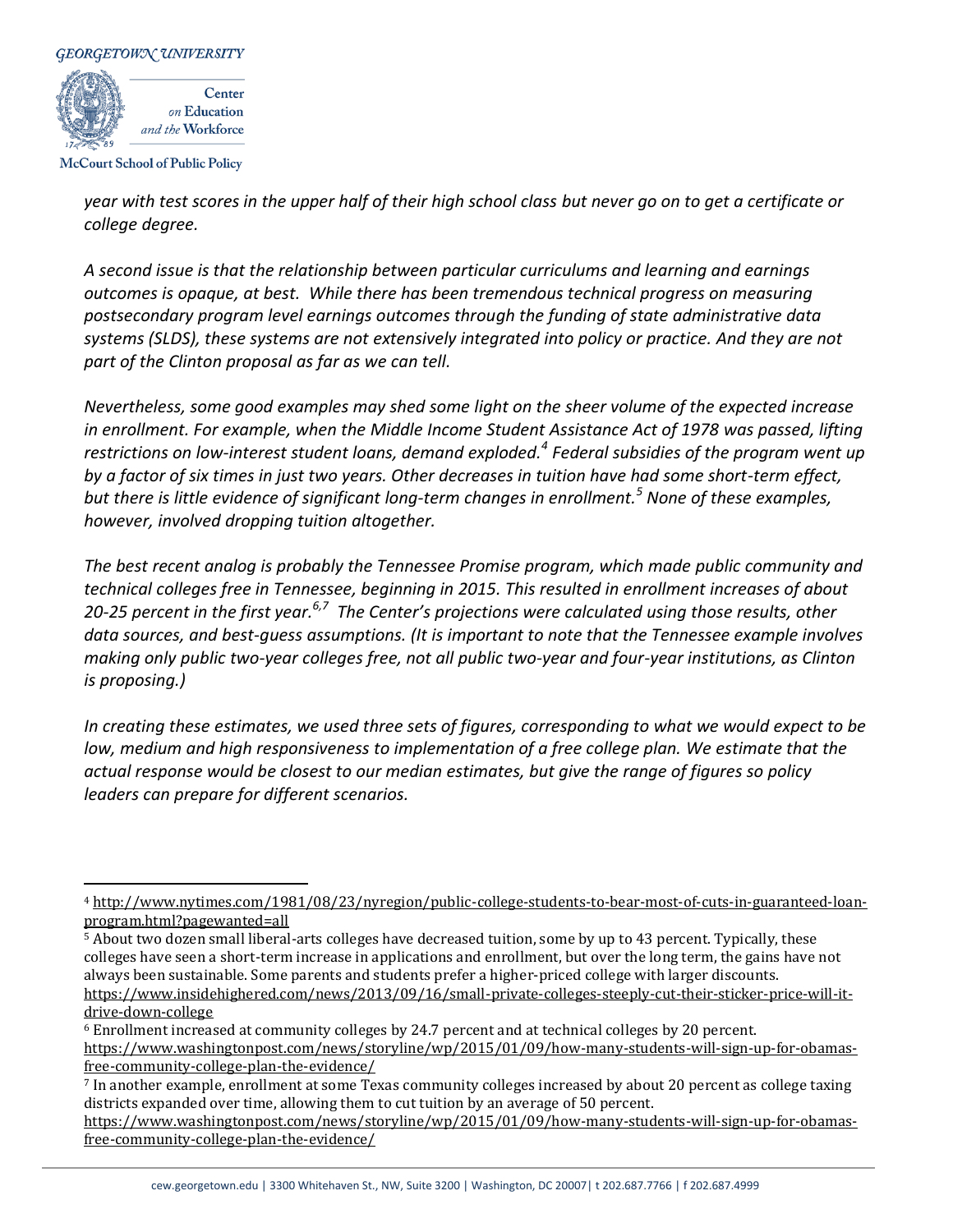*year with test scores in the upper half of their high school class but never go on to get a certificate or college degree.*

*A second issue is that the relationship between particular curriculums and learning and earnings outcomes is opaque, at best. While there has been tremendous technical progress on measuring postsecondary program level earnings outcomes through the funding of state administrative data systems (SLDS), these systems are not extensively integrated into policy or practice. And they are not part of the Clinton proposal as far as we can tell.*

*Nevertheless, some good examples may shed some light on the sheer volume of the expected increase in enrollment. For example, when the Middle Income Student Assistance Act of 1978 was passed, lifting restrictions on low-interest student loans, demand exploded.[4] Federal subsidies of the program went up by a factor of six times in just two years. Other decreases in tuition have had some short-term effect, but there is little evidence of significant long-term changes in enrollment.[5] None of these examples, however, involved dropping tuition altogether.*

*The best recent analog is probably the Tennessee Promise program, which made public community and technical colleges free in Tennessee, beginning in 2015. This resulted in enrollment increases of about 20-25 percent in the first year.[6,7] The Center's projections were calculated using those results, other data sources, and best-guess assumptions. (It is important to note that the Tennessee example involves making only public two-year colleges free, not all public two-year and four-year institutions, as Clinton is proposing.)*

*In creating these estimates, we used three sets of figures, corresponding to what we would expect to be low, medium and high responsiveness to implementation of a free college plan. We estimate that the actual response would be closest to our median estimates, but give the range of figures so policy leaders can prepare for different scenarios.*

---

[4] http://www.nytimes.com/1981/08/23/nyregion/public-college-students-to-bear-most-of-cuts-in-guaranteed-loan-program.html?pagewanted=all

[5] About two dozen small liberal-arts colleges have decreased tuition, some by up to 43 percent. Typically, these colleges have seen a short-term increase in applications and enrollment, but over the long term, the gains have not always been sustainable. Some parents and students prefer a higher-priced college with larger discounts. https://www.insidehighered.com/news/2013/09/16/small-private-colleges-steeply-cut-their-sticker-price-will-it-drive-down-college

[6] Enrollment increased at community colleges by 24.7 percent and at technical colleges by 20 percent. https://www.washingtonpost.com/news/storyline/wp/2015/01/09/how-many-students-will-sign-up-for-obamas-free-community-college-plan-the-evidence/

[7] In another example, enrollment at some Texas community colleges increased by about 20 percent as college taxing districts expanded over time, allowing them to cut tuition by an average of 50 percent. https://www.washingtonpost.com/news/storyline/wp/2015/01/09/how-many-students-will-sign-up-for-obamas-free-community-college-plan-the-evidence/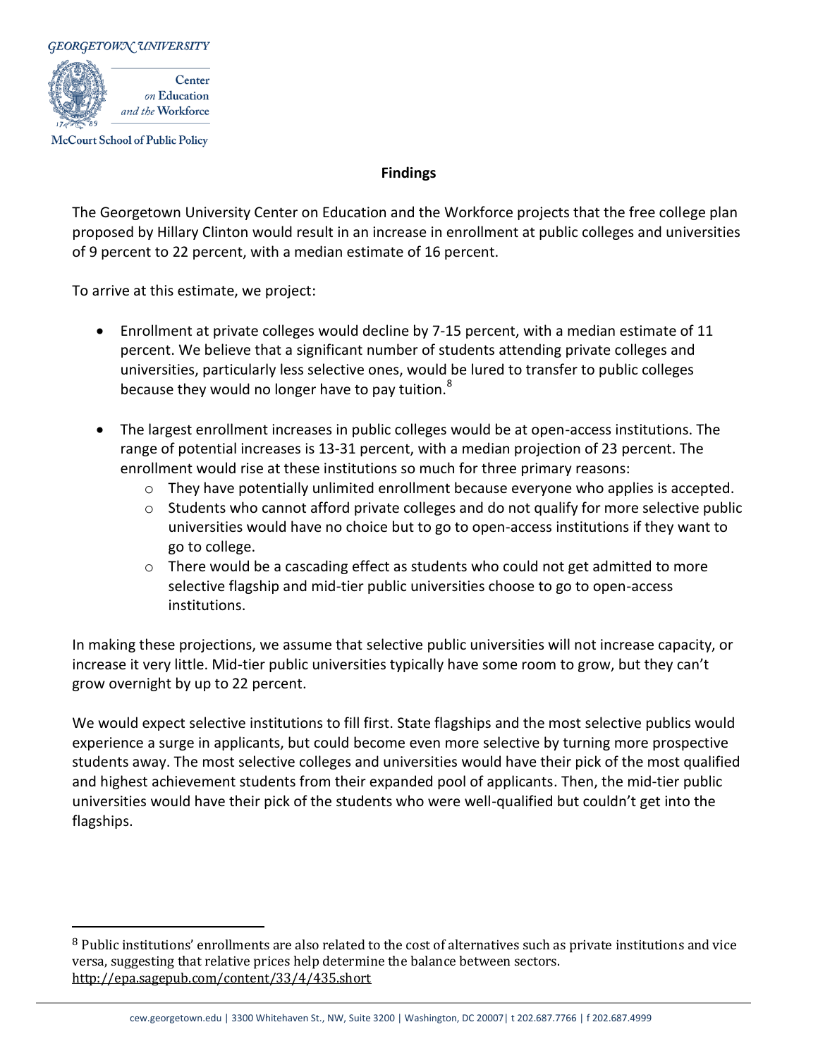## Findings

The Georgetown University Center on Education and the Workforce projects that the free college plan proposed by Hillary Clinton would result in an increase in enrollment at public colleges and universities of 9 percent to 22 percent, with a median estimate of 16 percent.

To arrive at this estimate, we project:

- Enrollment at private colleges would decline by 7-15 percent, with a median estimate of 11 percent. We believe that a significant number of students attending private colleges and universities, particularly less selective ones, would be lured to transfer to public colleges because they would no longer have to pay tuition.[8]
- The largest enrollment increases in public colleges would be at open-access institutions. The range of potential increases is 13-31 percent, with a median projection of 23 percent. The enrollment would rise at these institutions so much for three primary reasons:
  - They have potentially unlimited enrollment because everyone who applies is accepted.
  - Students who cannot afford private colleges and do not qualify for more selective public universities would have no choice but to go to open-access institutions if they want to go to college.
  - There would be a cascading effect as students who could not get admitted to more selective flagship and mid-tier public universities choose to go to open-access institutions.

In making these projections, we assume that selective public universities will not increase capacity, or increase it very little. Mid-tier public universities typically have some room to grow, but they can't grow overnight by up to 22 percent.

We would expect selective institutions to fill first. State flagships and the most selective publics would experience a surge in applicants, but could become even more selective by turning more prospective students away. The most selective colleges and universities would have their pick of the most qualified and highest achievement students from their expanded pool of applicants. Then, the mid-tier public universities would have their pick of the students who were well-qualified but couldn't get into the flagships.

---

[8] Public institutions' enrollments are also related to the cost of alternatives such as private institutions and vice versa, suggesting that relative prices help determine the balance between sectors. http://epa.sagepub.com/content/33/4/435.short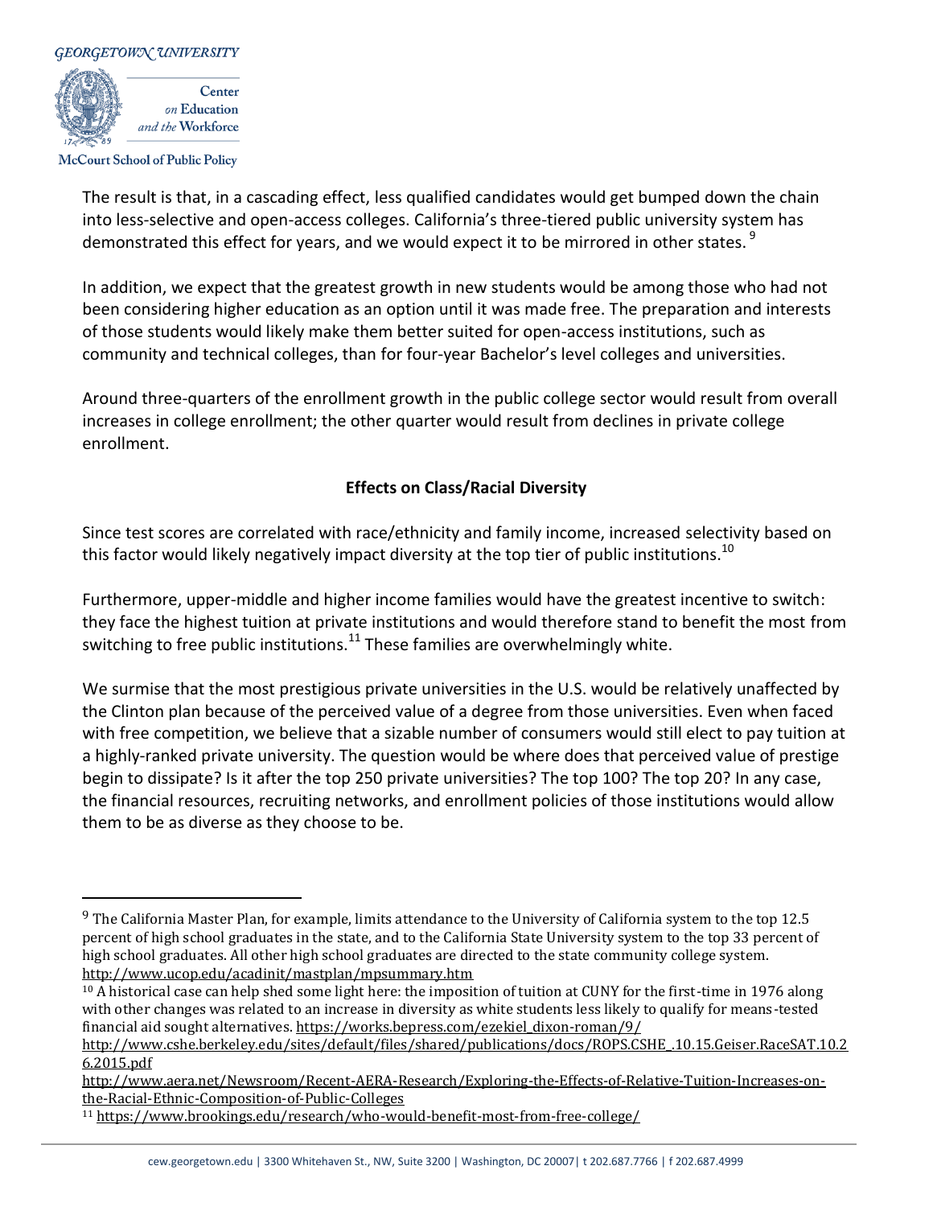The result is that, in a cascading effect, less qualified candidates would get bumped down the chain into less-selective and open-access colleges. California's three-tiered public university system has demonstrated this effect for years, and we would expect it to be mirrored in other states. [9]

In addition, we expect that the greatest growth in new students would be among those who had not been considering higher education as an option until it was made free. The preparation and interests of those students would likely make them better suited for open-access institutions, such as community and technical colleges, than for four-year Bachelor's level colleges and universities.

Around three-quarters of the enrollment growth in the public college sector would result from overall increases in college enrollment; the other quarter would result from declines in private college enrollment.

## Effects on Class/Racial Diversity

Since test scores are correlated with race/ethnicity and family income, increased selectivity based on this factor would likely negatively impact diversity at the top tier of public institutions.[10]

Furthermore, upper-middle and higher income families would have the greatest incentive to switch: they face the highest tuition at private institutions and would therefore stand to benefit the most from switching to free public institutions.[11] These families are overwhelmingly white.

We surmise that the most prestigious private universities in the U.S. would be relatively unaffected by the Clinton plan because of the perceived value of a degree from those universities. Even when faced with free competition, we believe that a sizable number of consumers would still elect to pay tuition at a highly-ranked private university. The question would be where does that perceived value of prestige begin to dissipate? Is it after the top 250 private universities? The top 100? The top 20? In any case, the financial resources, recruiting networks, and enrollment policies of those institutions would allow them to be as diverse as they choose to be.

---

[9] The California Master Plan, for example, limits attendance to the University of California system to the top 12.5 percent of high school graduates in the state, and to the California State University system to the top 33 percent of high school graduates. All other high school graduates are directed to the state community college system. http://www.ucop.edu/acadinit/mastplan/mpsummary.htm

[10] A historical case can help shed some light here: the imposition of tuition at CUNY for the first-time in 1976 along with other changes was related to an increase in diversity as white students less likely to qualify for means-tested financial aid sought alternatives. https://works.bepress.com/ezekiel_dixon-roman/9/
http://www.cshe.berkeley.edu/sites/default/files/shared/publications/docs/ROPS.CSHE_.10.15.Geiser.RaceSAT.10.26.2015.pdf
http://www.aera.net/Newsroom/Recent-AERA-Research/Exploring-the-Effects-of-Relative-Tuition-Increases-on-the-Racial-Ethnic-Composition-of-Public-Colleges

[11] https://www.brookings.edu/research/who-would-benefit-most-from-free-college/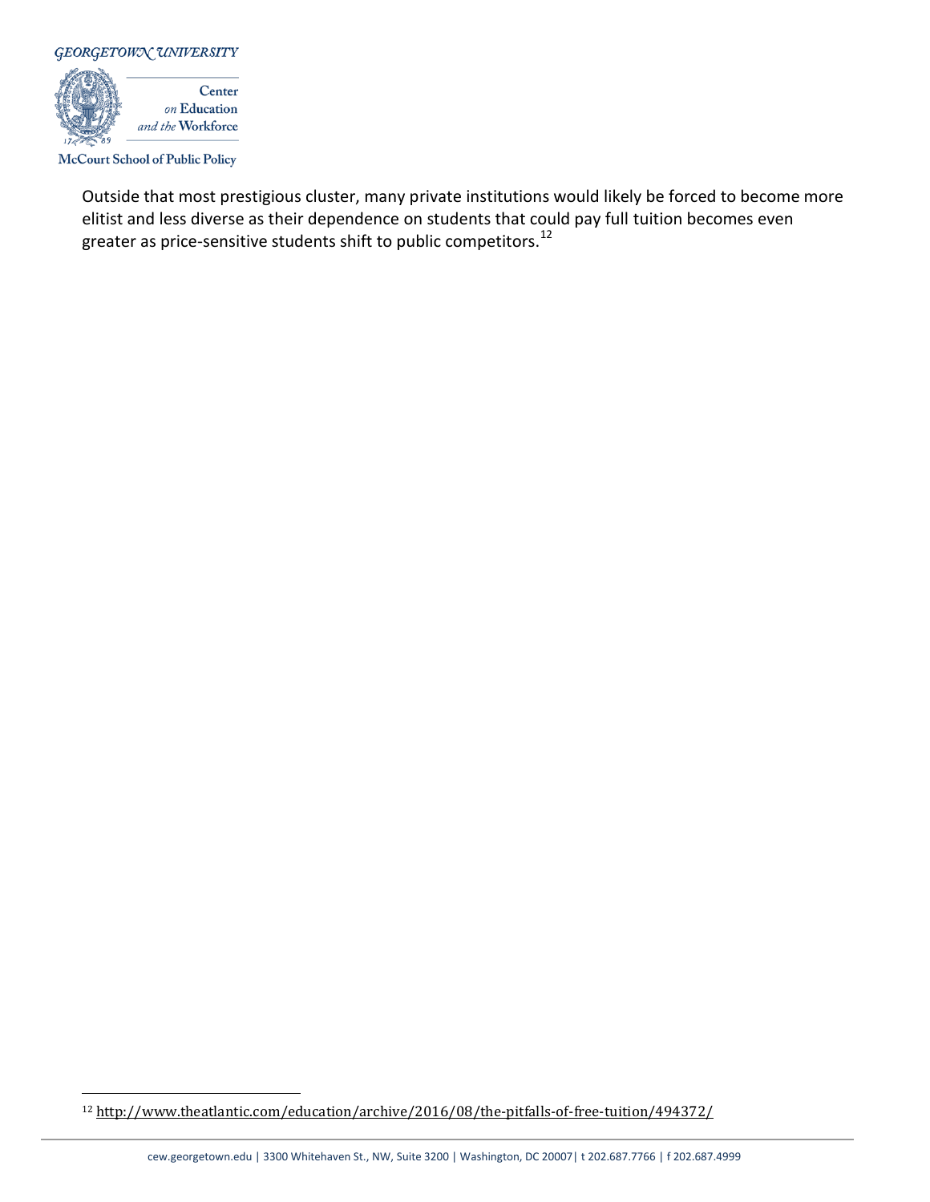Outside that most prestigious cluster, many private institutions would likely be forced to become more elitist and less diverse as their dependence on students that could pay full tuition becomes even greater as price-sensitive students shift to public competitors.[12]

[12] http://www.theatlantic.com/education/archive/2016/08/the-pitfalls-of-free-tuition/494372/